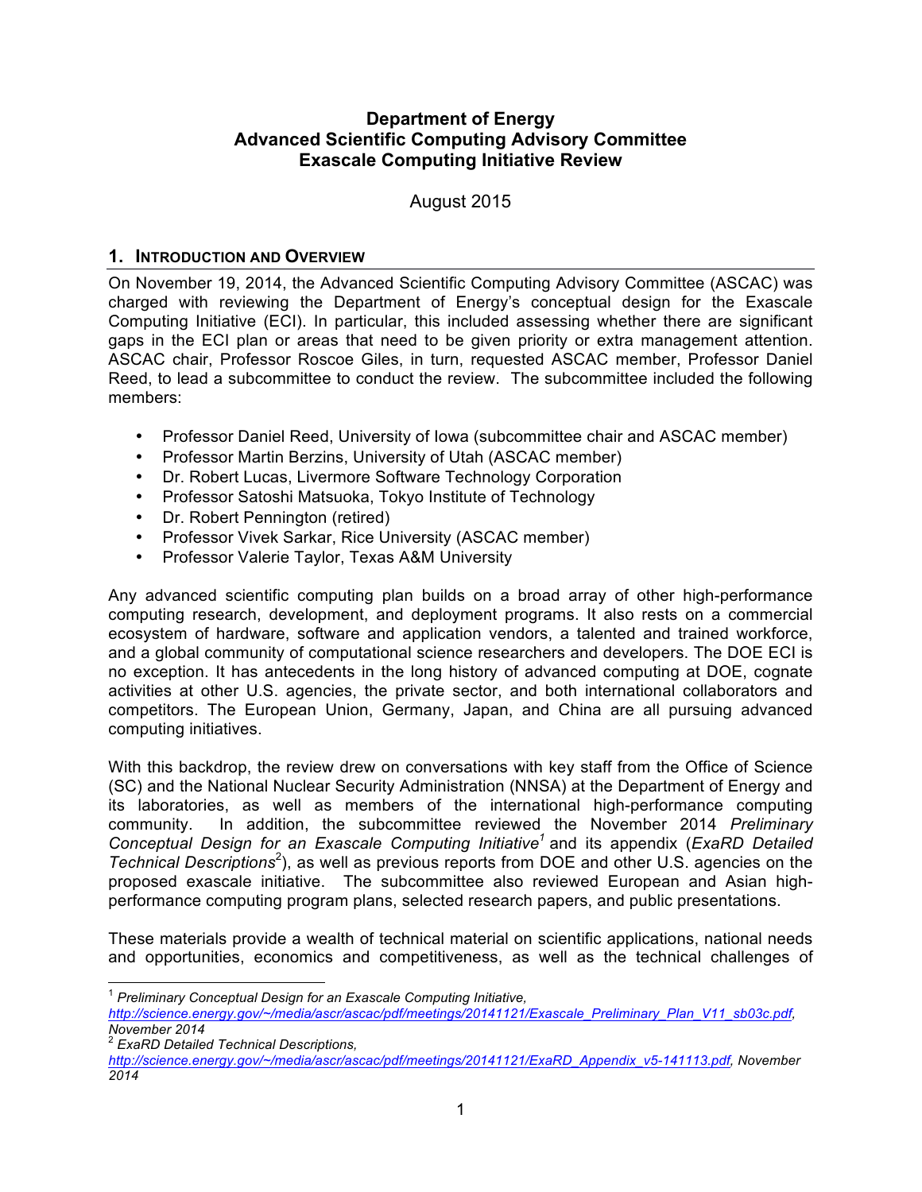# Department of Energy
# Advanced Scientific Computing Advisory Committee
# Exascale Computing Initiative Review

August 2015

## 1. Introduction and Overview

On November 19, 2014, the Advanced Scientific Computing Advisory Committee (ASCAC) was charged with reviewing the Department of Energy's conceptual design for the Exascale Computing Initiative (ECI). In particular, this included assessing whether there are significant gaps in the ECI plan or areas that need to be given priority or extra management attention. ASCAC chair, Professor Roscoe Giles, in turn, requested ASCAC member, Professor Daniel Reed, to lead a subcommittee to conduct the review. The subcommittee included the following members:

- Professor Daniel Reed, University of Iowa (subcommittee chair and ASCAC member)
- Professor Martin Berzins, University of Utah (ASCAC member)
- Dr. Robert Lucas, Livermore Software Technology Corporation
- Professor Satoshi Matsuoka, Tokyo Institute of Technology
- Dr. Robert Pennington (retired)
- Professor Vivek Sarkar, Rice University (ASCAC member)
- Professor Valerie Taylor, Texas A&M University

Any advanced scientific computing plan builds on a broad array of other high-performance computing research, development, and deployment programs. It also rests on a commercial ecosystem of hardware, software and application vendors, a talented and trained workforce, and a global community of computational science researchers and developers. The DOE ECI is no exception. It has antecedents in the long history of advanced computing at DOE, cognate activities at other U.S. agencies, the private sector, and both international collaborators and competitors. The European Union, Germany, Japan, and China are all pursuing advanced computing initiatives.

With this backdrop, the review drew on conversations with key staff from the Office of Science (SC) and the National Nuclear Security Administration (NNSA) at the Department of Energy and its laboratories, as well as members of the international high-performance computing community. In addition, the subcommittee reviewed the November 2014 *Preliminary Conceptual Design for an Exascale Computing Initiative*[1] and its appendix (*ExaRD Detailed Technical Descriptions*[2]), as well as previous reports from DOE and other U.S. agencies on the proposed exascale initiative. The subcommittee also reviewed European and Asian high-performance computing program plans, selected research papers, and public presentations.

These materials provide a wealth of technical material on scientific applications, national needs and opportunities, economics and competitiveness, as well as the technical challenges of

---

[1] *Preliminary Conceptual Design for an Exascale Computing Initiative,* *http://science.energy.gov/~/media/ascr/ascac/pdf/meetings/20141121/Exascale_Preliminary_Plan_V11_sb03c.pdf, November 2014*

[2] *ExaRD Detailed Technical Descriptions,* *http://science.energy.gov/~/media/ascr/ascac/pdf/meetings/20141121/ExaRD_Appendix_v5-141113.pdf, November 2014*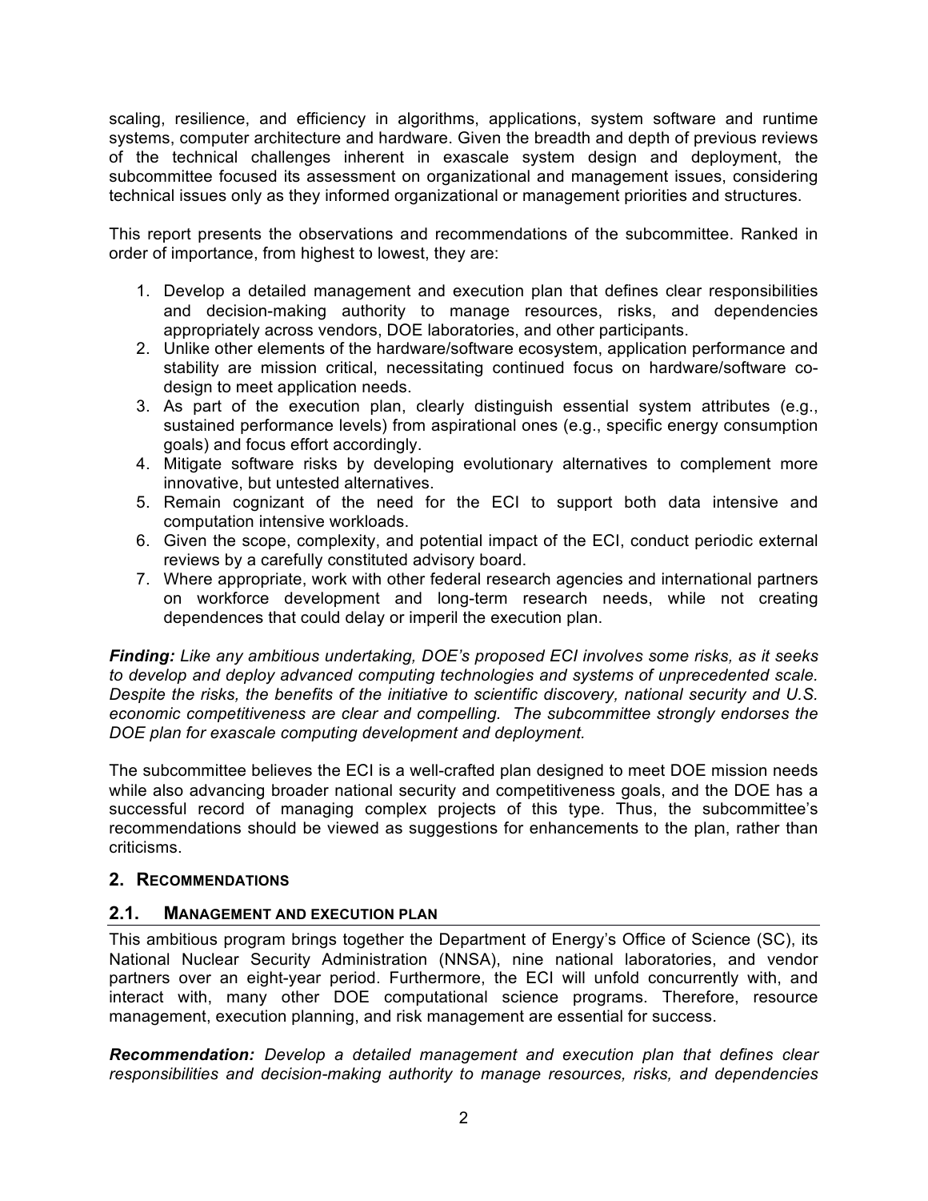scaling, resilience, and efficiency in algorithms, applications, system software and runtime systems, computer architecture and hardware. Given the breadth and depth of previous reviews of the technical challenges inherent in exascale system design and deployment, the subcommittee focused its assessment on organizational and management issues, considering technical issues only as they informed organizational or management priorities and structures.

This report presents the observations and recommendations of the subcommittee. Ranked in order of importance, from highest to lowest, they are:

1. Develop a detailed management and execution plan that defines clear responsibilities and decision-making authority to manage resources, risks, and dependencies appropriately across vendors, DOE laboratories, and other participants.
2. Unlike other elements of the hardware/software ecosystem, application performance and stability are mission critical, necessitating continued focus on hardware/software co-design to meet application needs.
3. As part of the execution plan, clearly distinguish essential system attributes (e.g., sustained performance levels) from aspirational ones (e.g., specific energy consumption goals) and focus effort accordingly.
4. Mitigate software risks by developing evolutionary alternatives to complement more innovative, but untested alternatives.
5. Remain cognizant of the need for the ECI to support both data intensive and computation intensive workloads.
6. Given the scope, complexity, and potential impact of the ECI, conduct periodic external reviews by a carefully constituted advisory board.
7. Where appropriate, work with other federal research agencies and international partners on workforce development and long-term research needs, while not creating dependences that could delay or imperil the execution plan.

***Finding:*** *Like any ambitious undertaking, DOE's proposed ECI involves some risks, as it seeks to develop and deploy advanced computing technologies and systems of unprecedented scale. Despite the risks, the benefits of the initiative to scientific discovery, national security and U.S. economic competitiveness are clear and compelling. The subcommittee strongly endorses the DOE plan for exascale computing development and deployment.*

The subcommittee believes the ECI is a well-crafted plan designed to meet DOE mission needs while also advancing broader national security and competitiveness goals, and the DOE has a successful record of managing complex projects of this type. Thus, the subcommittee's recommendations should be viewed as suggestions for enhancements to the plan, rather than criticisms.

## 2. Recommendations

### 2.1. Management and execution plan

This ambitious program brings together the Department of Energy's Office of Science (SC), its National Nuclear Security Administration (NNSA), nine national laboratories, and vendor partners over an eight-year period. Furthermore, the ECI will unfold concurrently with, and interact with, many other DOE computational science programs. Therefore, resource management, execution planning, and risk management are essential for success.

***Recommendation:*** *Develop a detailed management and execution plan that defines clear responsibilities and decision-making authority to manage resources, risks, and dependencies*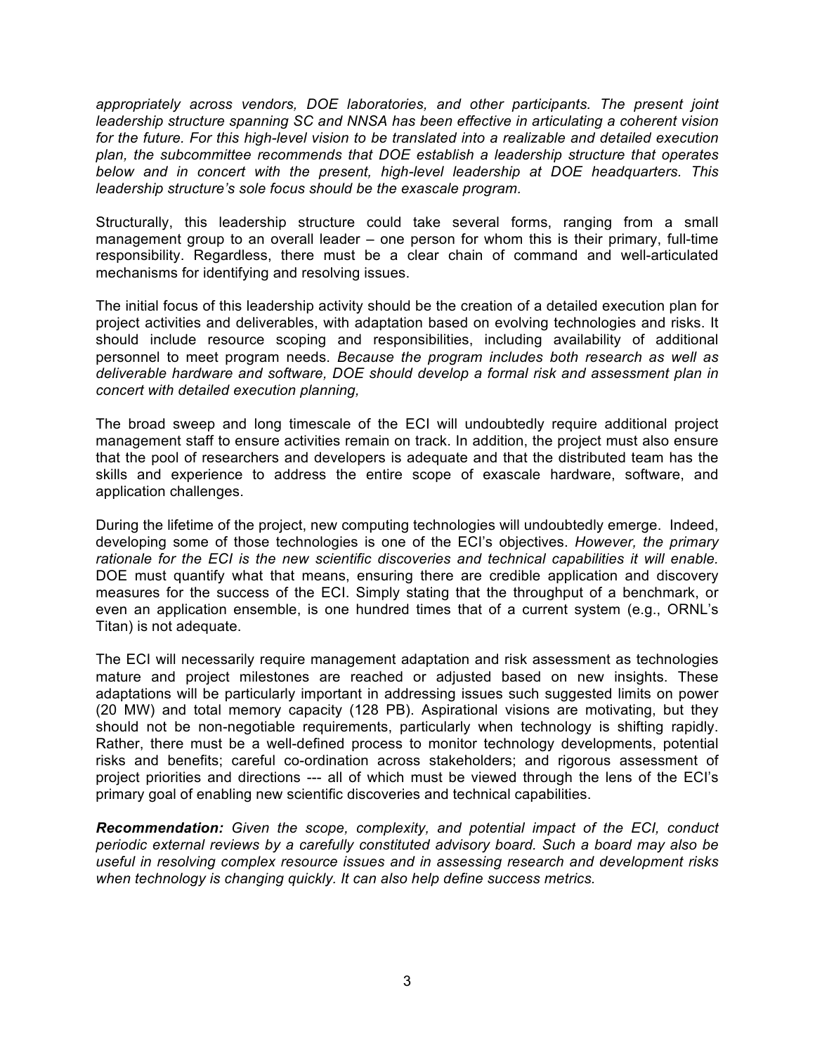*appropriately across vendors, DOE laboratories, and other participants. The present joint leadership structure spanning SC and NNSA has been effective in articulating a coherent vision for the future. For this high-level vision to be translated into a realizable and detailed execution plan, the subcommittee recommends that DOE establish a leadership structure that operates below and in concert with the present, high-level leadership at DOE headquarters. This leadership structure's sole focus should be the exascale program.*

Structurally, this leadership structure could take several forms, ranging from a small management group to an overall leader – one person for whom this is their primary, full-time responsibility. Regardless, there must be a clear chain of command and well-articulated mechanisms for identifying and resolving issues.

The initial focus of this leadership activity should be the creation of a detailed execution plan for project activities and deliverables, with adaptation based on evolving technologies and risks. It should include resource scoping and responsibilities, including availability of additional personnel to meet program needs. *Because the program includes both research as well as deliverable hardware and software, DOE should develop a formal risk and assessment plan in concert with detailed execution planning,*

The broad sweep and long timescale of the ECI will undoubtedly require additional project management staff to ensure activities remain on track. In addition, the project must also ensure that the pool of researchers and developers is adequate and that the distributed team has the skills and experience to address the entire scope of exascale hardware, software, and application challenges.

During the lifetime of the project, new computing technologies will undoubtedly emerge. Indeed, developing some of those technologies is one of the ECI's objectives. *However, the primary rationale for the ECI is the new scientific discoveries and technical capabilities it will enable.* DOE must quantify what that means, ensuring there are credible application and discovery measures for the success of the ECI. Simply stating that the throughput of a benchmark, or even an application ensemble, is one hundred times that of a current system (e.g., ORNL's Titan) is not adequate.

The ECI will necessarily require management adaptation and risk assessment as technologies mature and project milestones are reached or adjusted based on new insights. These adaptations will be particularly important in addressing issues such suggested limits on power (20 MW) and total memory capacity (128 PB). Aspirational visions are motivating, but they should not be non-negotiable requirements, particularly when technology is shifting rapidly. Rather, there must be a well-defined process to monitor technology developments, potential risks and benefits; careful co-ordination across stakeholders; and rigorous assessment of project priorities and directions --- all of which must be viewed through the lens of the ECI's primary goal of enabling new scientific discoveries and technical capabilities.

***Recommendation:*** *Given the scope, complexity, and potential impact of the ECI, conduct periodic external reviews by a carefully constituted advisory board. Such a board may also be useful in resolving complex resource issues and in assessing research and development risks when technology is changing quickly. It can also help define success metrics.*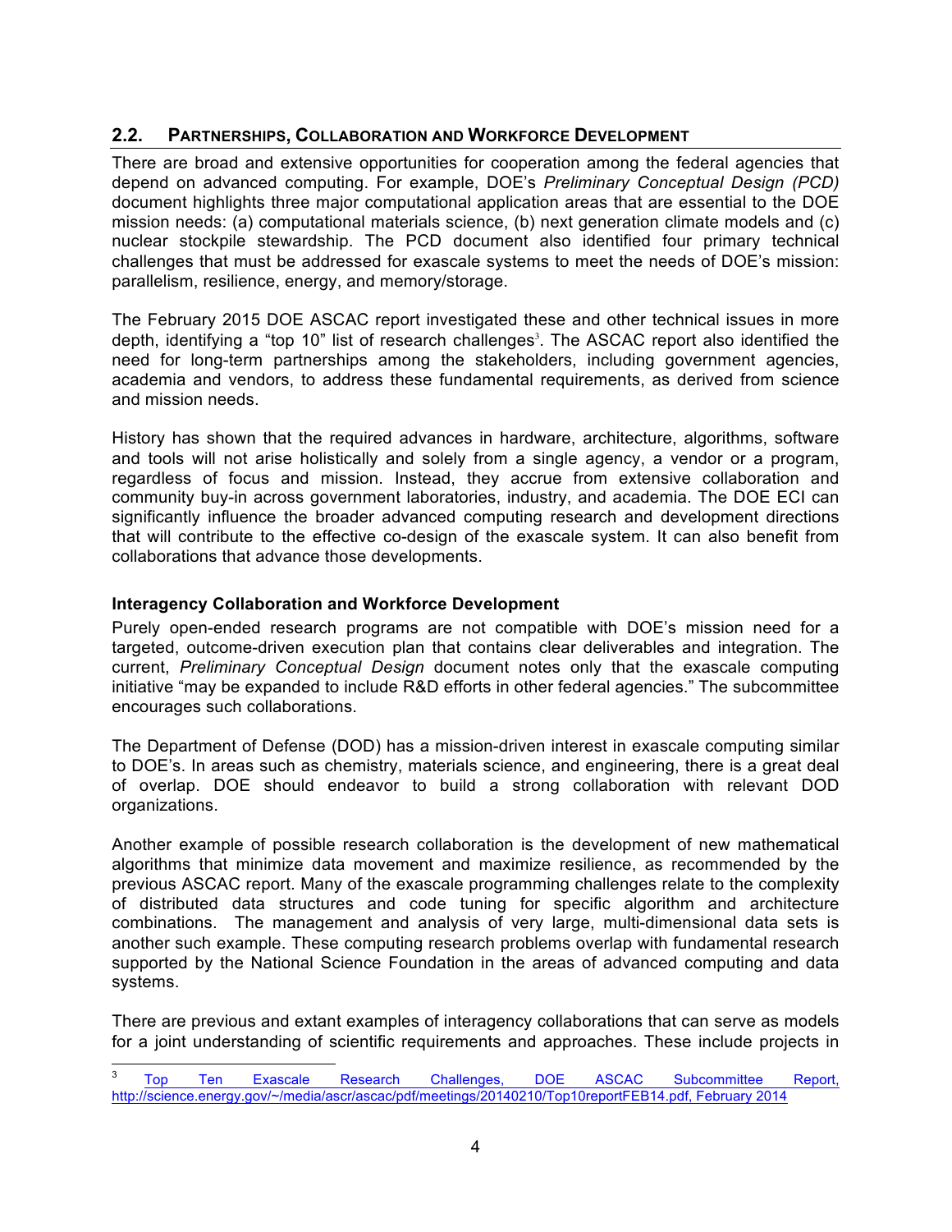## 2.2. PARTNERSHIPS, COLLABORATION AND WORKFORCE DEVELOPMENT

There are broad and extensive opportunities for cooperation among the federal agencies that depend on advanced computing. For example, DOE's *Preliminary Conceptual Design (PCD)* document highlights three major computational application areas that are essential to the DOE mission needs: (a) computational materials science, (b) next generation climate models and (c) nuclear stockpile stewardship. The PCD document also identified four primary technical challenges that must be addressed for exascale systems to meet the needs of DOE's mission: parallelism, resilience, energy, and memory/storage.

The February 2015 DOE ASCAC report investigated these and other technical issues in more depth, identifying a "top 10" list of research challenges[3]. The ASCAC report also identified the need for long-term partnerships among the stakeholders, including government agencies, academia and vendors, to address these fundamental requirements, as derived from science and mission needs.

History has shown that the required advances in hardware, architecture, algorithms, software and tools will not arise holistically and solely from a single agency, a vendor or a program, regardless of focus and mission. Instead, they accrue from extensive collaboration and community buy-in across government laboratories, industry, and academia. The DOE ECI can significantly influence the broader advanced computing research and development directions that will contribute to the effective co-design of the exascale system. It can also benefit from collaborations that advance those developments.

**Interagency Collaboration and Workforce Development**

Purely open-ended research programs are not compatible with DOE's mission need for a targeted, outcome-driven execution plan that contains clear deliverables and integration. The current, *Preliminary Conceptual Design* document notes only that the exascale computing initiative "may be expanded to include R&D efforts in other federal agencies." The subcommittee encourages such collaborations.

The Department of Defense (DOD) has a mission-driven interest in exascale computing similar to DOE's. In areas such as chemistry, materials science, and engineering, there is a great deal of overlap. DOE should endeavor to build a strong collaboration with relevant DOD organizations.

Another example of possible research collaboration is the development of new mathematical algorithms that minimize data movement and maximize resilience, as recommended by the previous ASCAC report. Many of the exascale programming challenges relate to the complexity of distributed data structures and code tuning for specific algorithm and architecture combinations. The management and analysis of very large, multi-dimensional data sets is another such example. These computing research problems overlap with fundamental research supported by the National Science Foundation in the areas of advanced computing and data systems.

There are previous and extant examples of interagency collaborations that can serve as models for a joint understanding of scientific requirements and approaches. These include projects in

---

[3] Top Ten Exascale Research Challenges, DOE ASCAC Subcommittee Report, http://science.energy.gov/~/media/ascr/ascac/pdf/meetings/20140210/Top10reportFEB14.pdf, February 2014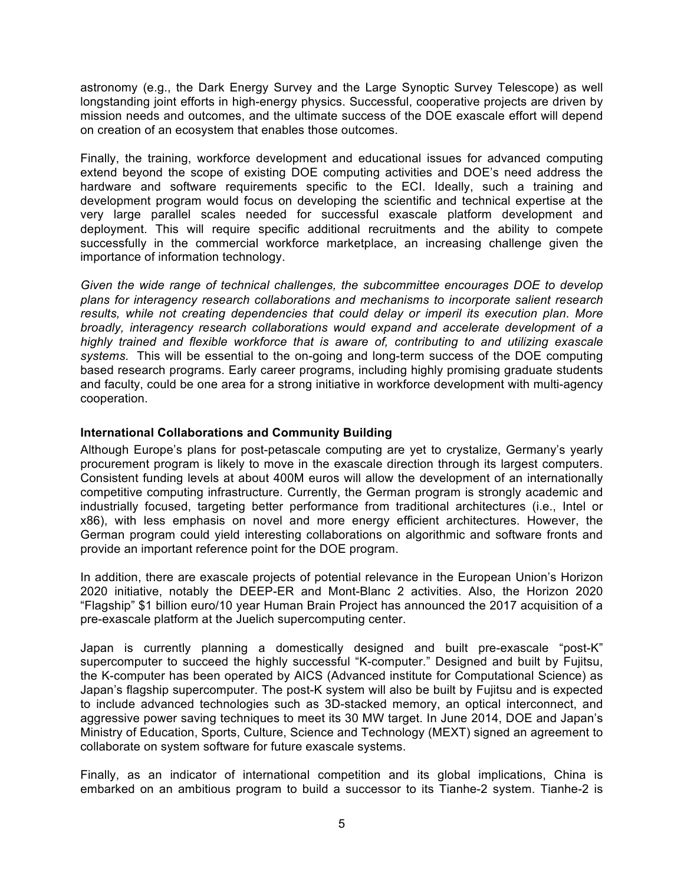astronomy (e.g., the Dark Energy Survey and the Large Synoptic Survey Telescope) as well longstanding joint efforts in high-energy physics. Successful, cooperative projects are driven by mission needs and outcomes, and the ultimate success of the DOE exascale effort will depend on creation of an ecosystem that enables those outcomes.

Finally, the training, workforce development and educational issues for advanced computing extend beyond the scope of existing DOE computing activities and DOE's need address the hardware and software requirements specific to the ECI. Ideally, such a training and development program would focus on developing the scientific and technical expertise at the very large parallel scales needed for successful exascale platform development and deployment. This will require specific additional recruitments and the ability to compete successfully in the commercial workforce marketplace, an increasing challenge given the importance of information technology.

*Given the wide range of technical challenges, the subcommittee encourages DOE to develop plans for interagency research collaborations and mechanisms to incorporate salient research results, while not creating dependencies that could delay or imperil its execution plan. More broadly, interagency research collaborations would expand and accelerate development of a highly trained and flexible workforce that is aware of, contributing to and utilizing exascale systems.* This will be essential to the on-going and long-term success of the DOE computing based research programs. Early career programs, including highly promising graduate students and faculty, could be one area for a strong initiative in workforce development with multi-agency cooperation.

**International Collaborations and Community Building**

Although Europe's plans for post-petascale computing are yet to crystalize, Germany's yearly procurement program is likely to move in the exascale direction through its largest computers. Consistent funding levels at about 400M euros will allow the development of an internationally competitive computing infrastructure. Currently, the German program is strongly academic and industrially focused, targeting better performance from traditional architectures (i.e., Intel or x86), with less emphasis on novel and more energy efficient architectures. However, the German program could yield interesting collaborations on algorithmic and software fronts and provide an important reference point for the DOE program.

In addition, there are exascale projects of potential relevance in the European Union's Horizon 2020 initiative, notably the DEEP-ER and Mont-Blanc 2 activities. Also, the Horizon 2020 "Flagship" $1 billion euro/10 year Human Brain Project has announced the 2017 acquisition of a pre-exascale platform at the Juelich supercomputing center.

Japan is currently planning a domestically designed and built pre-exascale "post-K" supercomputer to succeed the highly successful "K-computer." Designed and built by Fujitsu, the K-computer has been operated by AICS (Advanced institute for Computational Science) as Japan's flagship supercomputer. The post-K system will also be built by Fujitsu and is expected to include advanced technologies such as 3D-stacked memory, an optical interconnect, and aggressive power saving techniques to meet its 30 MW target. In June 2014, DOE and Japan's Ministry of Education, Sports, Culture, Science and Technology (MEXT) signed an agreement to collaborate on system software for future exascale systems.

Finally, as an indicator of international competition and its global implications, China is embarked on an ambitious program to build a successor to its Tianhe-2 system. Tianhe-2 is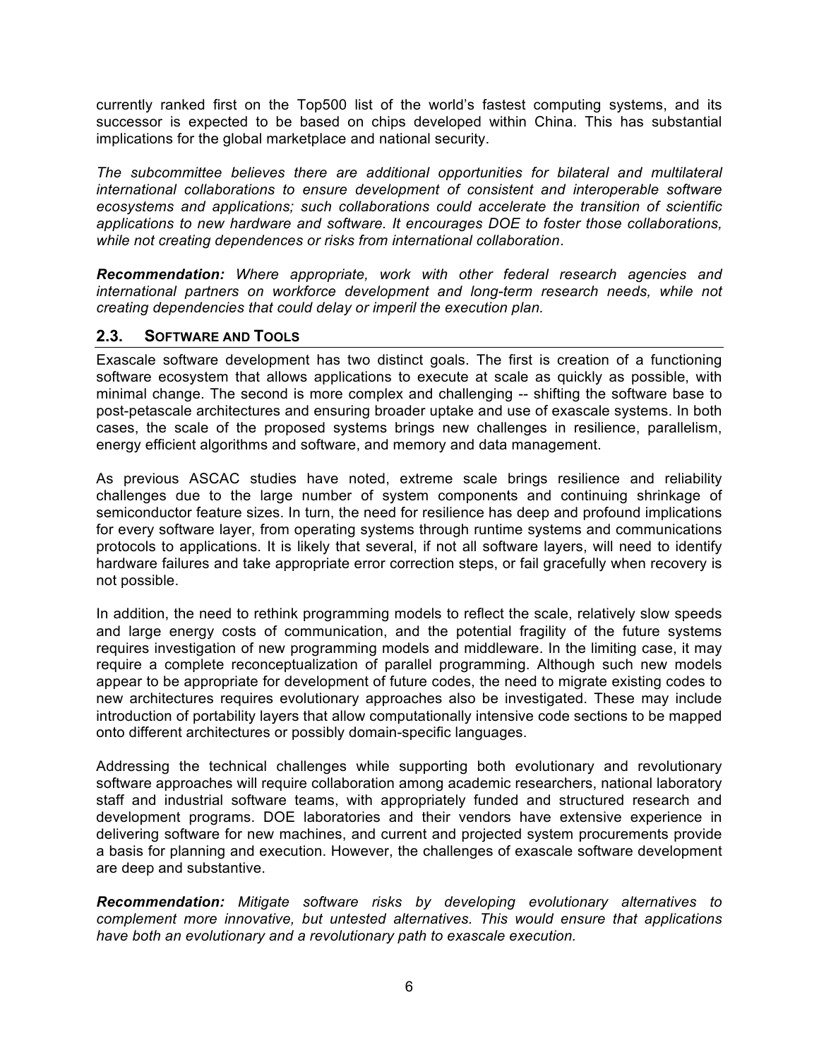currently ranked first on the Top500 list of the world's fastest computing systems, and its successor is expected to be based on chips developed within China. This has substantial implications for the global marketplace and national security.

*The subcommittee believes there are additional opportunities for bilateral and multilateral international collaborations to ensure development of consistent and interoperable software ecosystems and applications; such collaborations could accelerate the transition of scientific applications to new hardware and software. It encourages DOE to foster those collaborations, while not creating dependences or risks from international collaboration*.

***Recommendation:*** *Where appropriate, work with other federal research agencies and international partners on workforce development and long-term research needs, while not creating dependencies that could delay or imperil the execution plan.*

## 2.3. SOFTWARE AND TOOLS

Exascale software development has two distinct goals. The first is creation of a functioning software ecosystem that allows applications to execute at scale as quickly as possible, with minimal change. The second is more complex and challenging -- shifting the software base to post-petascale architectures and ensuring broader uptake and use of exascale systems. In both cases, the scale of the proposed systems brings new challenges in resilience, parallelism, energy efficient algorithms and software, and memory and data management.

As previous ASCAC studies have noted, extreme scale brings resilience and reliability challenges due to the large number of system components and continuing shrinkage of semiconductor feature sizes. In turn, the need for resilience has deep and profound implications for every software layer, from operating systems through runtime systems and communications protocols to applications. It is likely that several, if not all software layers, will need to identify hardware failures and take appropriate error correction steps, or fail gracefully when recovery is not possible.

In addition, the need to rethink programming models to reflect the scale, relatively slow speeds and large energy costs of communication, and the potential fragility of the future systems requires investigation of new programming models and middleware. In the limiting case, it may require a complete reconceptualization of parallel programming. Although such new models appear to be appropriate for development of future codes, the need to migrate existing codes to new architectures requires evolutionary approaches also be investigated. These may include introduction of portability layers that allow computationally intensive code sections to be mapped onto different architectures or possibly domain-specific languages.

Addressing the technical challenges while supporting both evolutionary and revolutionary software approaches will require collaboration among academic researchers, national laboratory staff and industrial software teams, with appropriately funded and structured research and development programs. DOE laboratories and their vendors have extensive experience in delivering software for new machines, and current and projected system procurements provide a basis for planning and execution. However, the challenges of exascale software development are deep and substantive.

***Recommendation:*** *Mitigate software risks by developing evolutionary alternatives to complement more innovative, but untested alternatives. This would ensure that applications have both an evolutionary and a revolutionary path to exascale execution.*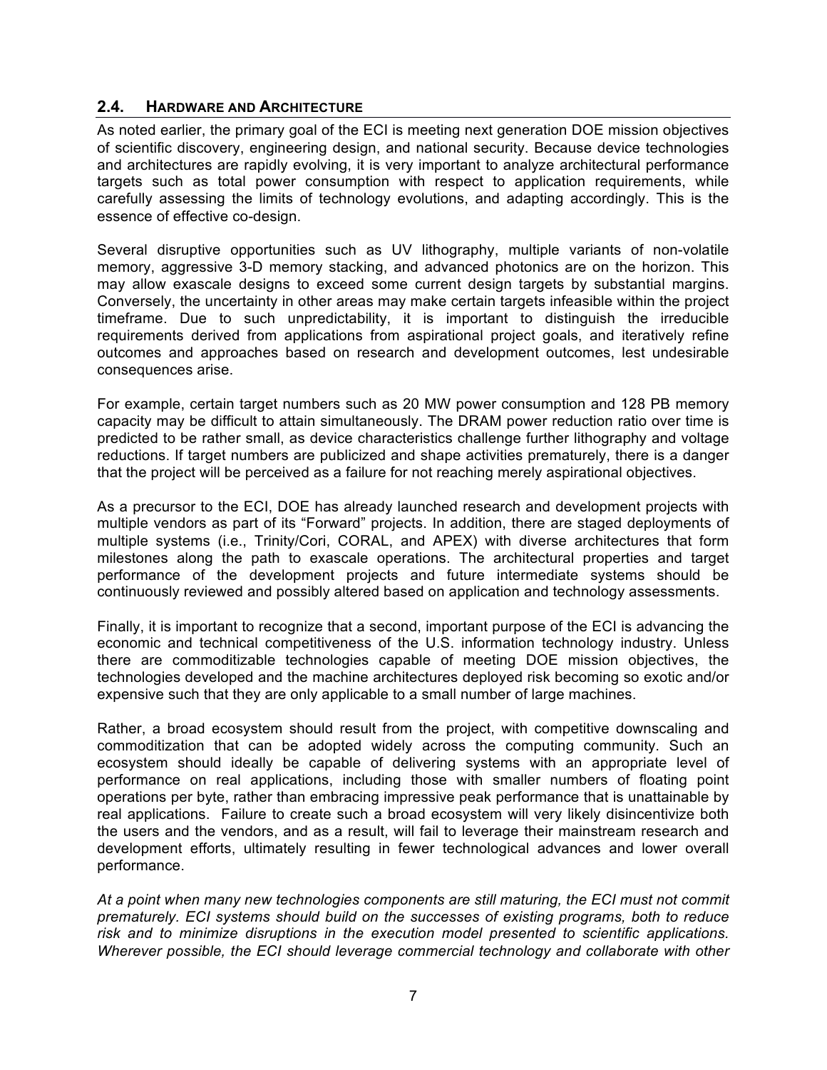## 2.4. HARDWARE AND ARCHITECTURE

As noted earlier, the primary goal of the ECI is meeting next generation DOE mission objectives of scientific discovery, engineering design, and national security. Because device technologies and architectures are rapidly evolving, it is very important to analyze architectural performance targets such as total power consumption with respect to application requirements, while carefully assessing the limits of technology evolutions, and adapting accordingly. This is the essence of effective co-design.

Several disruptive opportunities such as UV lithography, multiple variants of non-volatile memory, aggressive 3-D memory stacking, and advanced photonics are on the horizon. This may allow exascale designs to exceed some current design targets by substantial margins. Conversely, the uncertainty in other areas may make certain targets infeasible within the project timeframe. Due to such unpredictability, it is important to distinguish the irreducible requirements derived from applications from aspirational project goals, and iteratively refine outcomes and approaches based on research and development outcomes, lest undesirable consequences arise.

For example, certain target numbers such as 20 MW power consumption and 128 PB memory capacity may be difficult to attain simultaneously. The DRAM power reduction ratio over time is predicted to be rather small, as device characteristics challenge further lithography and voltage reductions. If target numbers are publicized and shape activities prematurely, there is a danger that the project will be perceived as a failure for not reaching merely aspirational objectives.

As a precursor to the ECI, DOE has already launched research and development projects with multiple vendors as part of its "Forward" projects. In addition, there are staged deployments of multiple systems (i.e., Trinity/Cori, CORAL, and APEX) with diverse architectures that form milestones along the path to exascale operations. The architectural properties and target performance of the development projects and future intermediate systems should be continuously reviewed and possibly altered based on application and technology assessments.

Finally, it is important to recognize that a second, important purpose of the ECI is advancing the economic and technical competitiveness of the U.S. information technology industry. Unless there are commoditizable technologies capable of meeting DOE mission objectives, the technologies developed and the machine architectures deployed risk becoming so exotic and/or expensive such that they are only applicable to a small number of large machines.

Rather, a broad ecosystem should result from the project, with competitive downscaling and commoditization that can be adopted widely across the computing community. Such an ecosystem should ideally be capable of delivering systems with an appropriate level of performance on real applications, including those with smaller numbers of floating point operations per byte, rather than embracing impressive peak performance that is unattainable by real applications. Failure to create such a broad ecosystem will very likely disincentivize both the users and the vendors, and as a result, will fail to leverage their mainstream research and development efforts, ultimately resulting in fewer technological advances and lower overall performance.

*At a point when many new technologies components are still maturing, the ECI must not commit prematurely. ECI systems should build on the successes of existing programs, both to reduce risk and to minimize disruptions in the execution model presented to scientific applications. Wherever possible, the ECI should leverage commercial technology and collaborate with other*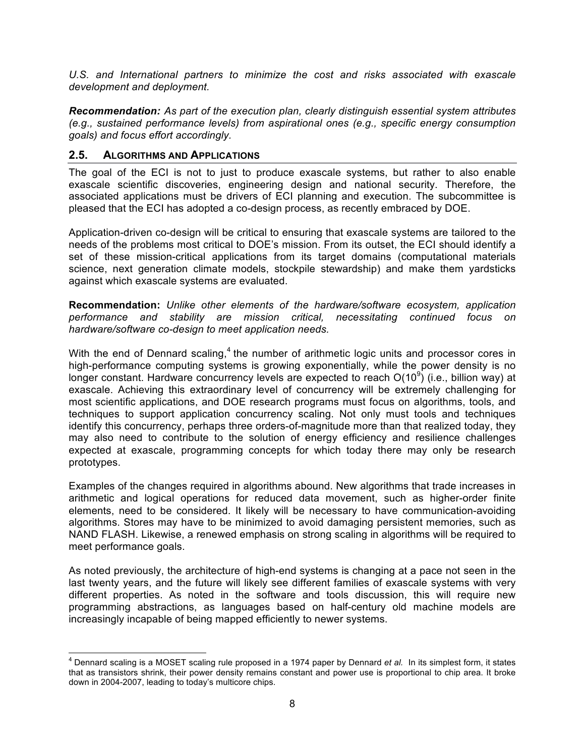*U.S. and International partners to minimize the cost and risks associated with exascale development and deployment.*

***Recommendation:*** *As part of the execution plan, clearly distinguish essential system attributes (e.g., sustained performance levels) from aspirational ones (e.g., specific energy consumption goals) and focus effort accordingly.*

## 2.5. ALGORITHMS AND APPLICATIONS

The goal of the ECI is not to just to produce exascale systems, but rather to also enable exascale scientific discoveries, engineering design and national security. Therefore, the associated applications must be drivers of ECI planning and execution. The subcommittee is pleased that the ECI has adopted a co-design process, as recently embraced by DOE.

Application-driven co-design will be critical to ensuring that exascale systems are tailored to the needs of the problems most critical to DOE's mission. From its outset, the ECI should identify a set of these mission-critical applications from its target domains (computational materials science, next generation climate models, stockpile stewardship) and make them yardsticks against which exascale systems are evaluated.

**Recommendation:** *Unlike other elements of the hardware/software ecosystem, application performance and stability are mission critical, necessitating continued focus on hardware/software co-design to meet application needs.*

With the end of Dennard scaling,[4] the number of arithmetic logic units and processor cores in high-performance computing systems is growing exponentially, while the power density is no longer constant. Hardware concurrency levels are expected to reach $O(10^9)$ (i.e., billion way) at exascale. Achieving this extraordinary level of concurrency will be extremely challenging for most scientific applications, and DOE research programs must focus on algorithms, tools, and techniques to support application concurrency scaling. Not only must tools and techniques identify this concurrency, perhaps three orders-of-magnitude more than that realized today, they may also need to contribute to the solution of energy efficiency and resilience challenges expected at exascale, programming concepts for which today there may only be research prototypes.

Examples of the changes required in algorithms abound. New algorithms that trade increases in arithmetic and logical operations for reduced data movement, such as higher-order finite elements, need to be considered. It likely will be necessary to have communication-avoiding algorithms. Stores may have to be minimized to avoid damaging persistent memories, such as NAND FLASH. Likewise, a renewed emphasis on strong scaling in algorithms will be required to meet performance goals.

As noted previously, the architecture of high-end systems is changing at a pace not seen in the last twenty years, and the future will likely see different families of exascale systems with very different properties. As noted in the software and tools discussion, this will require new programming abstractions, as languages based on half-century old machine models are increasingly incapable of being mapped efficiently to newer systems.

---

[4] Dennard scaling is a MOSET scaling rule proposed in a 1974 paper by Dennard *et al.* In its simplest form, it states that as transistors shrink, their power density remains constant and power use is proportional to chip area. It broke down in 2004-2007, leading to today's multicore chips.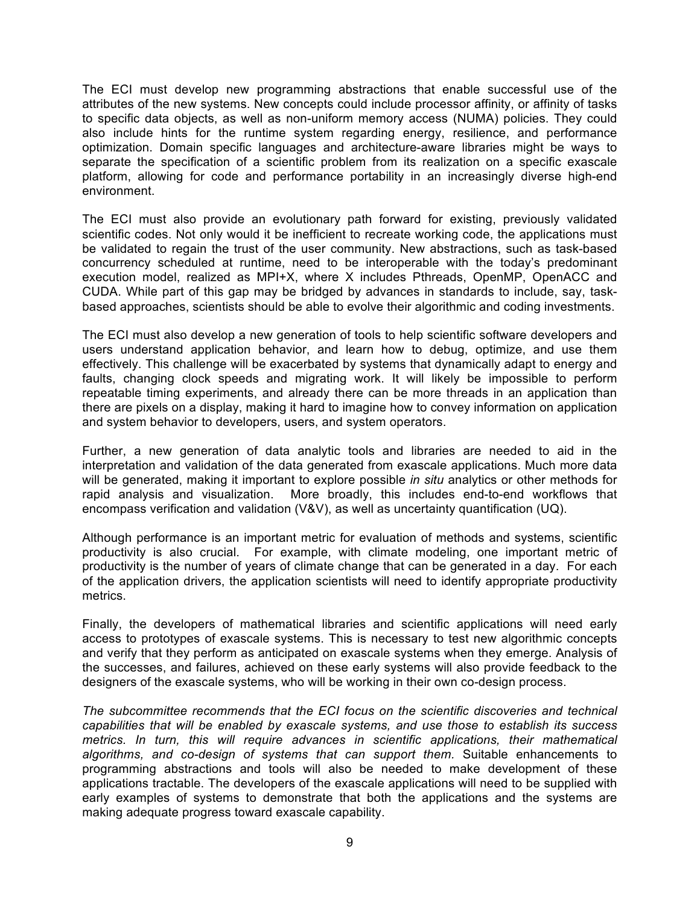The ECI must develop new programming abstractions that enable successful use of the attributes of the new systems. New concepts could include processor affinity, or affinity of tasks to specific data objects, as well as non-uniform memory access (NUMA) policies. They could also include hints for the runtime system regarding energy, resilience, and performance optimization. Domain specific languages and architecture-aware libraries might be ways to separate the specification of a scientific problem from its realization on a specific exascale platform, allowing for code and performance portability in an increasingly diverse high-end environment.

The ECI must also provide an evolutionary path forward for existing, previously validated scientific codes. Not only would it be inefficient to recreate working code, the applications must be validated to regain the trust of the user community. New abstractions, such as task-based concurrency scheduled at runtime, need to be interoperable with the today's predominant execution model, realized as MPI+X, where X includes Pthreads, OpenMP, OpenACC and CUDA. While part of this gap may be bridged by advances in standards to include, say, task-based approaches, scientists should be able to evolve their algorithmic and coding investments.

The ECI must also develop a new generation of tools to help scientific software developers and users understand application behavior, and learn how to debug, optimize, and use them effectively. This challenge will be exacerbated by systems that dynamically adapt to energy and faults, changing clock speeds and migrating work. It will likely be impossible to perform repeatable timing experiments, and already there can be more threads in an application than there are pixels on a display, making it hard to imagine how to convey information on application and system behavior to developers, users, and system operators.

Further, a new generation of data analytic tools and libraries are needed to aid in the interpretation and validation of the data generated from exascale applications. Much more data will be generated, making it important to explore possible *in situ* analytics or other methods for rapid analysis and visualization. More broadly, this includes end-to-end workflows that encompass verification and validation (V&V), as well as uncertainty quantification (UQ).

Although performance is an important metric for evaluation of methods and systems, scientific productivity is also crucial. For example, with climate modeling, one important metric of productivity is the number of years of climate change that can be generated in a day. For each of the application drivers, the application scientists will need to identify appropriate productivity metrics.

Finally, the developers of mathematical libraries and scientific applications will need early access to prototypes of exascale systems. This is necessary to test new algorithmic concepts and verify that they perform as anticipated on exascale systems when they emerge. Analysis of the successes, and failures, achieved on these early systems will also provide feedback to the designers of the exascale systems, who will be working in their own co-design process.

*The subcommittee recommends that the ECI focus on the scientific discoveries and technical capabilities that will be enabled by exascale systems, and use those to establish its success metrics. In turn, this will require advances in scientific applications, their mathematical algorithms, and co-design of systems that can support them.* Suitable enhancements to programming abstractions and tools will also be needed to make development of these applications tractable. The developers of the exascale applications will need to be supplied with early examples of systems to demonstrate that both the applications and the systems are making adequate progress toward exascale capability.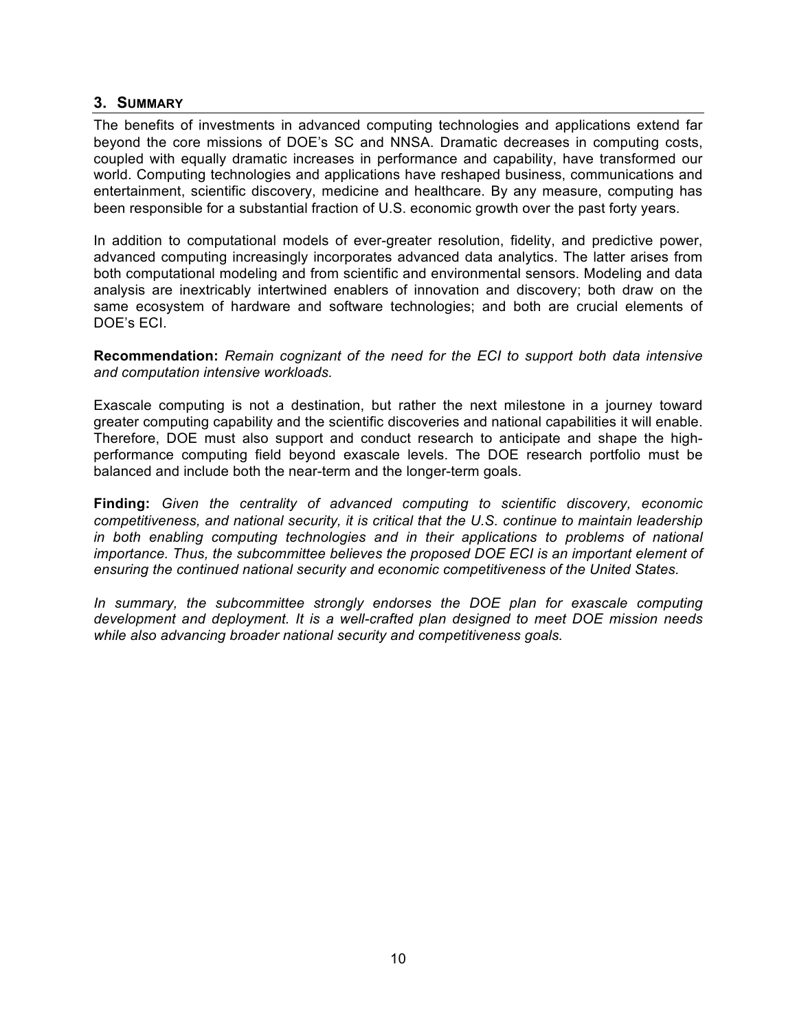## 3. Summary

The benefits of investments in advanced computing technologies and applications extend far beyond the core missions of DOE's SC and NNSA. Dramatic decreases in computing costs, coupled with equally dramatic increases in performance and capability, have transformed our world. Computing technologies and applications have reshaped business, communications and entertainment, scientific discovery, medicine and healthcare. By any measure, computing has been responsible for a substantial fraction of U.S. economic growth over the past forty years.

In addition to computational models of ever-greater resolution, fidelity, and predictive power, advanced computing increasingly incorporates advanced data analytics. The latter arises from both computational modeling and from scientific and environmental sensors. Modeling and data analysis are inextricably intertwined enablers of innovation and discovery; both draw on the same ecosystem of hardware and software technologies; and both are crucial elements of DOE's ECI.

**Recommendation:** *Remain cognizant of the need for the ECI to support both data intensive and computation intensive workloads.*

Exascale computing is not a destination, but rather the next milestone in a journey toward greater computing capability and the scientific discoveries and national capabilities it will enable. Therefore, DOE must also support and conduct research to anticipate and shape the high-performance computing field beyond exascale levels. The DOE research portfolio must be balanced and include both the near-term and the longer-term goals.

**Finding:** *Given the centrality of advanced computing to scientific discovery, economic competitiveness, and national security, it is critical that the U.S. continue to maintain leadership in both enabling computing technologies and in their applications to problems of national importance. Thus, the subcommittee believes the proposed DOE ECI is an important element of ensuring the continued national security and economic competitiveness of the United States.*

*In summary, the subcommittee strongly endorses the DOE plan for exascale computing development and deployment. It is a well-crafted plan designed to meet DOE mission needs while also advancing broader national security and competitiveness goals.*